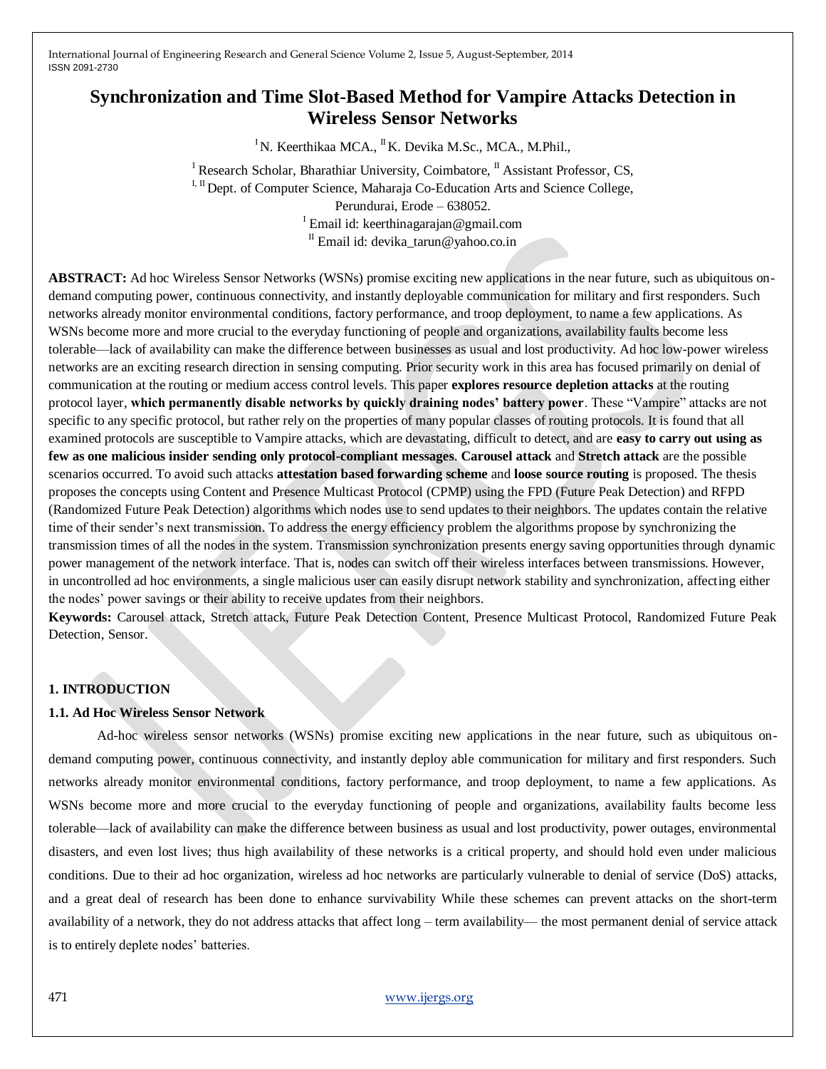# Synchronization and Time Slot-Based Method for Vampire Attacks Detection in Wireless Sensor Networks

[I] N. Keerthikaa MCA., [II] K. Devika M.Sc., MCA., M.Phil.,

[I] Research Scholar, Bharathiar University, Coimbatore, [II] Assistant Professor, CS,

[I, II] Dept. of Computer Science, Maharaja Co-Education Arts and Science College,

Perundurai, Erode – 638052.

[I] Email id: keerthinagarajan@gmail.com

[II] Email id: devika_tarun@yahoo.co.in

**ABSTRACT:** Ad hoc Wireless Sensor Networks (WSNs) promise exciting new applications in the near future, such as ubiquitous on-demand computing power, continuous connectivity, and instantly deployable communication for military and first responders. Such networks already monitor environmental conditions, factory performance, and troop deployment, to name a few applications. As WSNs become more and more crucial to the everyday functioning of people and organizations, availability faults become less tolerable—lack of availability can make the difference between businesses as usual and lost productivity. Ad hoc low-power wireless networks are an exciting research direction in sensing computing. Prior security work in this area has focused primarily on denial of communication at the routing or medium access control levels. This paper **explores resource depletion attacks** at the routing protocol layer, **which permanently disable networks by quickly draining nodes' battery power**. These "Vampire" attacks are not specific to any specific protocol, but rather rely on the properties of many popular classes of routing protocols. It is found that all examined protocols are susceptible to Vampire attacks, which are devastating, difficult to detect, and are **easy to carry out using as few as one malicious insider sending only protocol-compliant messages**. **Carousel attack** and **Stretch attack** are the possible scenarios occurred. To avoid such attacks **attestation based forwarding scheme** and **loose source routing** is proposed. The thesis proposes the concepts using Content and Presence Multicast Protocol (CPMP) using the FPD (Future Peak Detection) and RFPD (Randomized Future Peak Detection) algorithms which nodes use to send updates to their neighbors. The updates contain the relative time of their sender's next transmission. To address the energy efficiency problem the algorithms propose by synchronizing the transmission times of all the nodes in the system. Transmission synchronization presents energy saving opportunities through dynamic power management of the network interface. That is, nodes can switch off their wireless interfaces between transmissions. However, in uncontrolled ad hoc environments, a single malicious user can easily disrupt network stability and synchronization, affecting either the nodes' power savings or their ability to receive updates from their neighbors.

**Keywords:** Carousel attack, Stretch attack, Future Peak Detection Content, Presence Multicast Protocol, Randomized Future Peak Detection, Sensor.

## 1. INTRODUCTION

### 1.1. Ad Hoc Wireless Sensor Network

Ad-hoc wireless sensor networks (WSNs) promise exciting new applications in the near future, such as ubiquitous on-demand computing power, continuous connectivity, and instantly deploy able communication for military and first responders. Such networks already monitor environmental conditions, factory performance, and troop deployment, to name a few applications. As WSNs become more and more crucial to the everyday functioning of people and organizations, availability faults become less tolerable—lack of availability can make the difference between business as usual and lost productivity, power outages, environmental disasters, and even lost lives; thus high availability of these networks is a critical property, and should hold even under malicious conditions. Due to their ad hoc organization, wireless ad hoc networks are particularly vulnerable to denial of service (DoS) attacks, and a great deal of research has been done to enhance survivability While these schemes can prevent attacks on the short-term availability of a network, they do not address attacks that affect long – term availability— the most permanent denial of service attack is to entirely deplete nodes' batteries.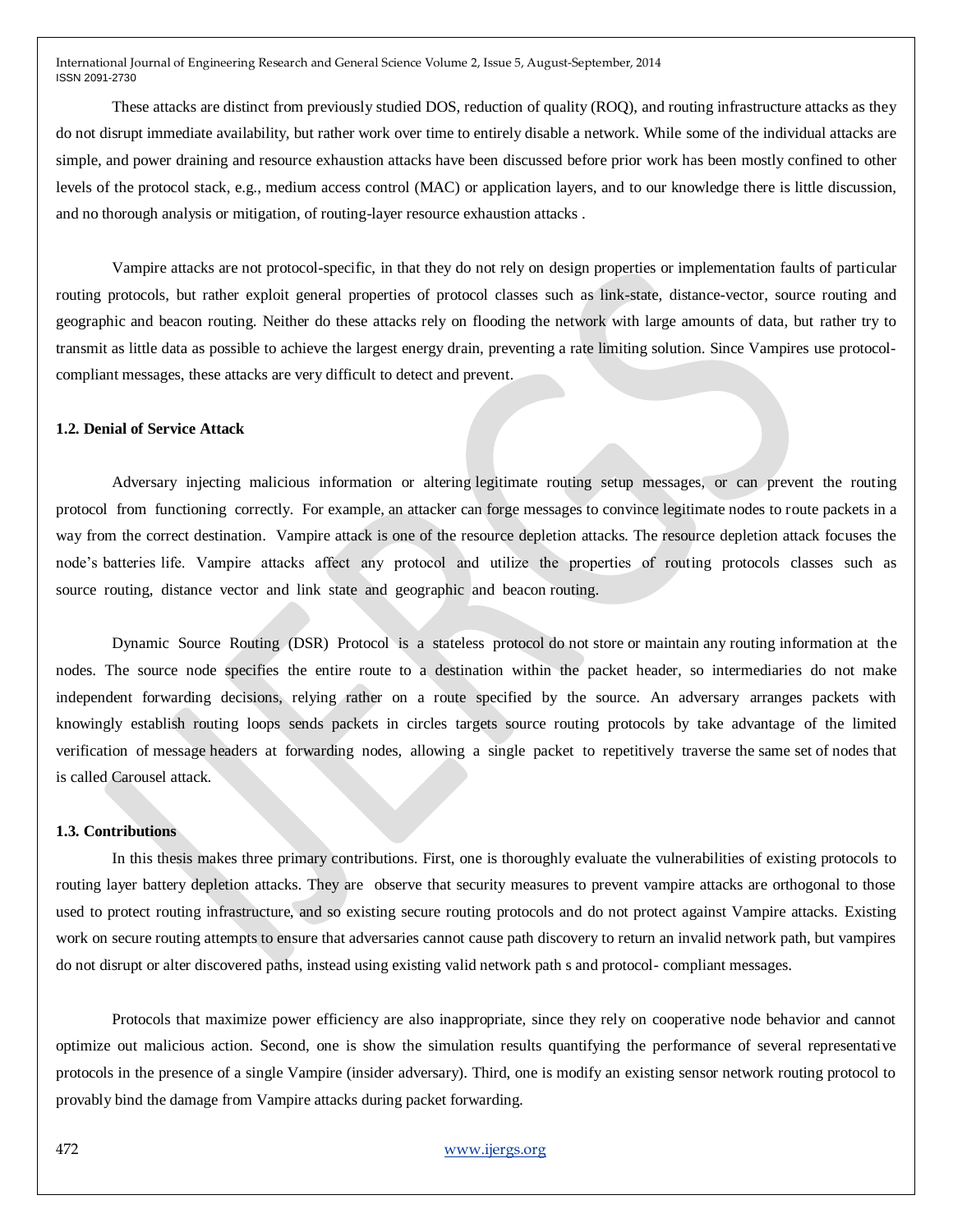These attacks are distinct from previously studied DOS, reduction of quality (ROQ), and routing infrastructure attacks as they do not disrupt immediate availability, but rather work over time to entirely disable a network. While some of the individual attacks are simple, and power draining and resource exhaustion attacks have been discussed before prior work has been mostly confined to other levels of the protocol stack, e.g., medium access control (MAC) or application layers, and to our knowledge there is little discussion, and no thorough analysis or mitigation, of routing-layer resource exhaustion attacks .

Vampire attacks are not protocol-specific, in that they do not rely on design properties or implementation faults of particular routing protocols, but rather exploit general properties of protocol classes such as link-state, distance-vector, source routing and geographic and beacon routing. Neither do these attacks rely on flooding the network with large amounts of data, but rather try to transmit as little data as possible to achieve the largest energy drain, preventing a rate limiting solution. Since Vampires use protocol-compliant messages, these attacks are very difficult to detect and prevent.

### 1.2. Denial of Service Attack

Adversary injecting malicious information or altering legitimate routing setup messages, or can prevent the routing protocol from functioning correctly. For example, an attacker can forge messages to convince legitimate nodes to route packets in a way from the correct destination. Vampire attack is one of the resource depletion attacks. The resource depletion attack focuses the node's batteries life. Vampire attacks affect any protocol and utilize the properties of routing protocols classes such as source routing, distance vector and link state and geographic and beacon routing.

Dynamic Source Routing (DSR) Protocol is a stateless protocol do not store or maintain any routing information at the nodes. The source node specifies the entire route to a destination within the packet header, so intermediaries do not make independent forwarding decisions, relying rather on a route specified by the source. An adversary arranges packets with knowingly establish routing loops sends packets in circles targets source routing protocols by take advantage of the limited verification of message headers at forwarding nodes, allowing a single packet to repetitively traverse the same set of nodes that is called Carousel attack.

### 1.3. Contributions

In this thesis makes three primary contributions. First, one is thoroughly evaluate the vulnerabilities of existing protocols to routing layer battery depletion attacks. They are observe that security measures to prevent vampire attacks are orthogonal to those used to protect routing infrastructure, and so existing secure routing protocols and do not protect against Vampire attacks. Existing work on secure routing attempts to ensure that adversaries cannot cause path discovery to return an invalid network path, but vampires do not disrupt or alter discovered paths, instead using existing valid network path s and protocol- compliant messages.

Protocols that maximize power efficiency are also inappropriate, since they rely on cooperative node behavior and cannot optimize out malicious action. Second, one is show the simulation results quantifying the performance of several representative protocols in the presence of a single Vampire (insider adversary). Third, one is modify an existing sensor network routing protocol to provably bind the damage from Vampire attacks during packet forwarding.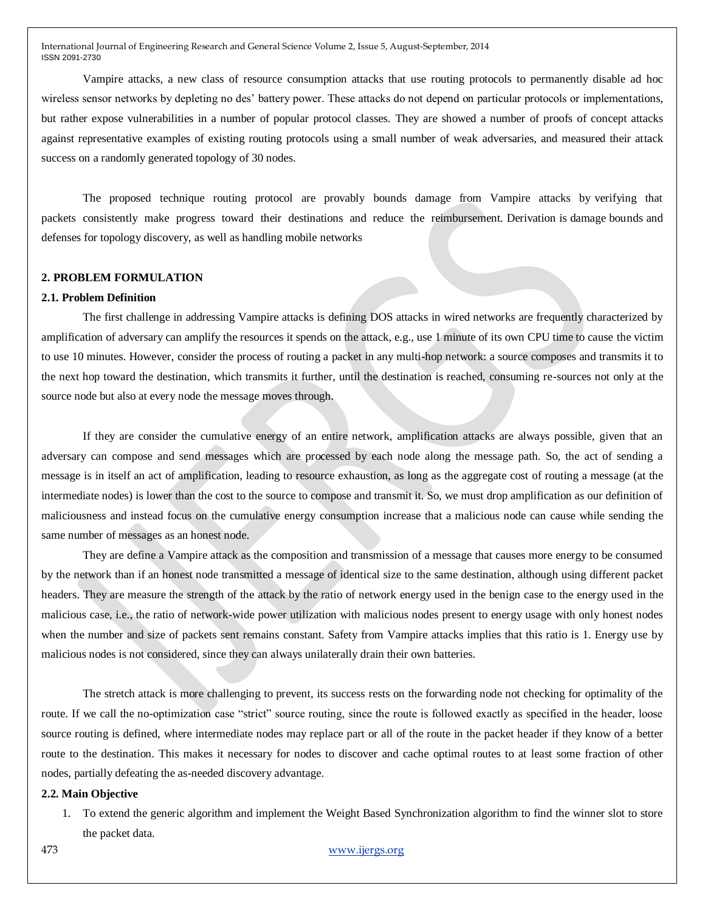Vampire attacks, a new class of resource consumption attacks that use routing protocols to permanently disable ad hoc wireless sensor networks by depleting no des' battery power. These attacks do not depend on particular protocols or implementations, but rather expose vulnerabilities in a number of popular protocol classes. They are showed a number of proofs of concept attacks against representative examples of existing routing protocols using a small number of weak adversaries, and measured their attack success on a randomly generated topology of 30 nodes.

The proposed technique routing protocol are provably bounds damage from Vampire attacks by verifying that packets consistently make progress toward their destinations and reduce the reimbursement. Derivation is damage bounds and defenses for topology discovery, as well as handling mobile networks

## 2. PROBLEM FORMULATION

### 2.1. Problem Definition

The first challenge in addressing Vampire attacks is defining DOS attacks in wired networks are frequently characterized by amplification of adversary can amplify the resources it spends on the attack, e.g., use 1 minute of its own CPU time to cause the victim to use 10 minutes. However, consider the process of routing a packet in any multi-hop network: a source composes and transmits it to the next hop toward the destination, which transmits it further, until the destination is reached, consuming re-sources not only at the source node but also at every node the message moves through.

If they are consider the cumulative energy of an entire network, amplification attacks are always possible, given that an adversary can compose and send messages which are processed by each node along the message path. So, the act of sending a message is in itself an act of amplification, leading to resource exhaustion, as long as the aggregate cost of routing a message (at the intermediate nodes) is lower than the cost to the source to compose and transmit it. So, we must drop amplification as our definition of maliciousness and instead focus on the cumulative energy consumption increase that a malicious node can cause while sending the same number of messages as an honest node.

They are define a Vampire attack as the composition and transmission of a message that causes more energy to be consumed by the network than if an honest node transmitted a message of identical size to the same destination, although using different packet headers. They are measure the strength of the attack by the ratio of network energy used in the benign case to the energy used in the malicious case, i.e., the ratio of network-wide power utilization with malicious nodes present to energy usage with only honest nodes when the number and size of packets sent remains constant. Safety from Vampire attacks implies that this ratio is 1. Energy use by malicious nodes is not considered, since they can always unilaterally drain their own batteries.

The stretch attack is more challenging to prevent, its success rests on the forwarding node not checking for optimality of the route. If we call the no-optimization case "strict" source routing, since the route is followed exactly as specified in the header, loose source routing is defined, where intermediate nodes may replace part or all of the route in the packet header if they know of a better route to the destination. This makes it necessary for nodes to discover and cache optimal routes to at least some fraction of other nodes, partially defeating the as-needed discovery advantage.

### 2.2. Main Objective

1. To extend the generic algorithm and implement the Weight Based Synchronization algorithm to find the winner slot to store the packet data.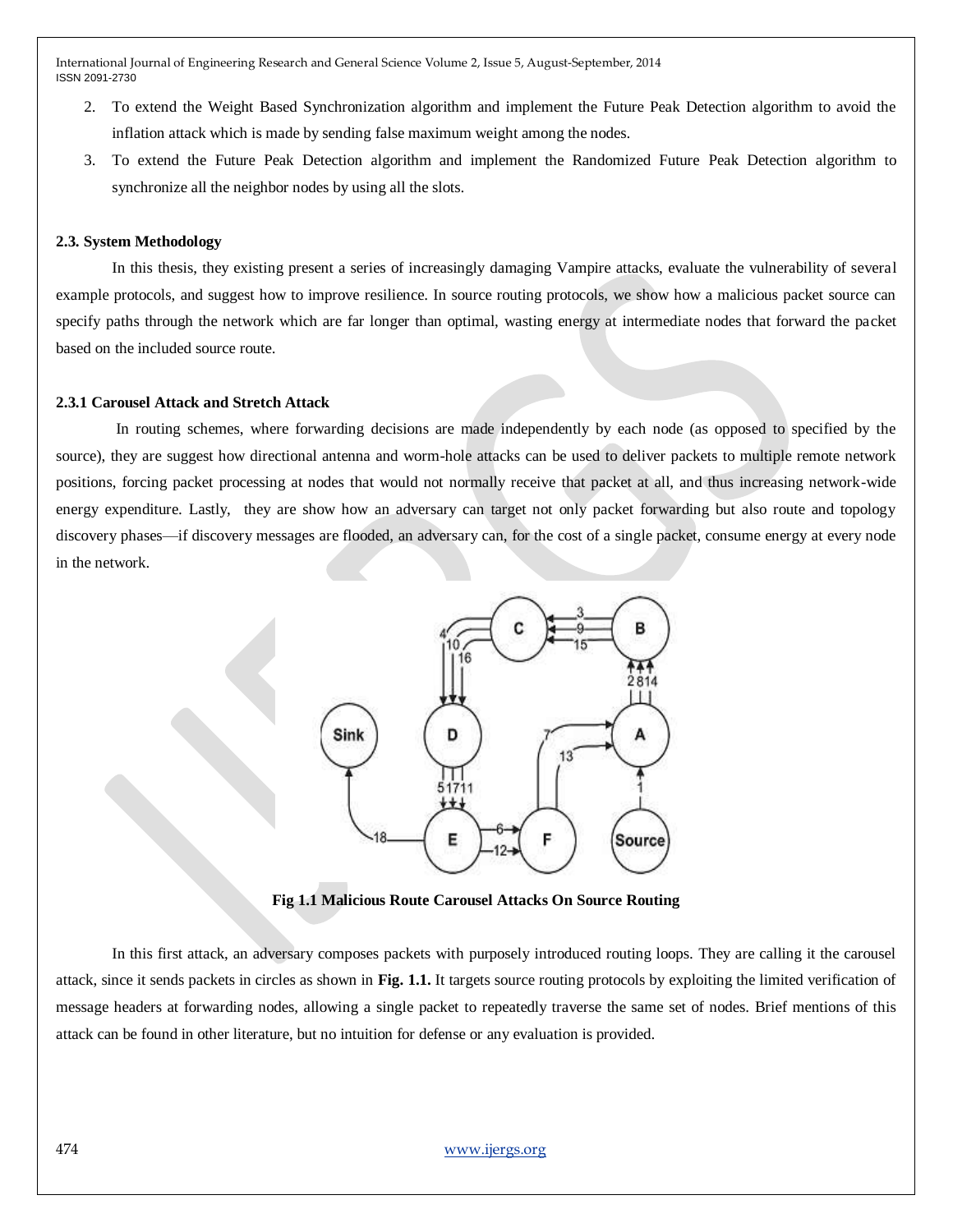2. To extend the Weight Based Synchronization algorithm and implement the Future Peak Detection algorithm to avoid the inflation attack which is made by sending false maximum weight among the nodes.
3. To extend the Future Peak Detection algorithm and implement the Randomized Future Peak Detection algorithm to synchronize all the neighbor nodes by using all the slots.

### 2.3. System Methodology

In this thesis, they existing present a series of increasingly damaging Vampire attacks, evaluate the vulnerability of several example protocols, and suggest how to improve resilience. In source routing protocols, we show how a malicious packet source can specify paths through the network which are far longer than optimal, wasting energy at intermediate nodes that forward the packet based on the included source route.

#### 2.3.1 Carousel Attack and Stretch Attack

In routing schemes, where forwarding decisions are made independently by each node (as opposed to specified by the source), they are suggest how directional antenna and worm-hole attacks can be used to deliver packets to multiple remote network positions, forcing packet processing at nodes that would not normally receive that packet at all, and thus increasing network-wide energy expenditure. Lastly, they are show how an adversary can target not only packet forwarding but also route and topology discovery phases—if discovery messages are flooded, an adversary can, for the cost of a single packet, consume energy at every node in the network.

**Fig 1.1 Malicious Route Carousel Attacks On Source Routing**

In this first attack, an adversary composes packets with purposely introduced routing loops. They are calling it the carousel attack, since it sends packets in circles as shown in **Fig. 1.1.** It targets source routing protocols by exploiting the limited verification of message headers at forwarding nodes, allowing a single packet to repeatedly traverse the same set of nodes. Brief mentions of this attack can be found in other literature, but no intuition for defense or any evaluation is provided.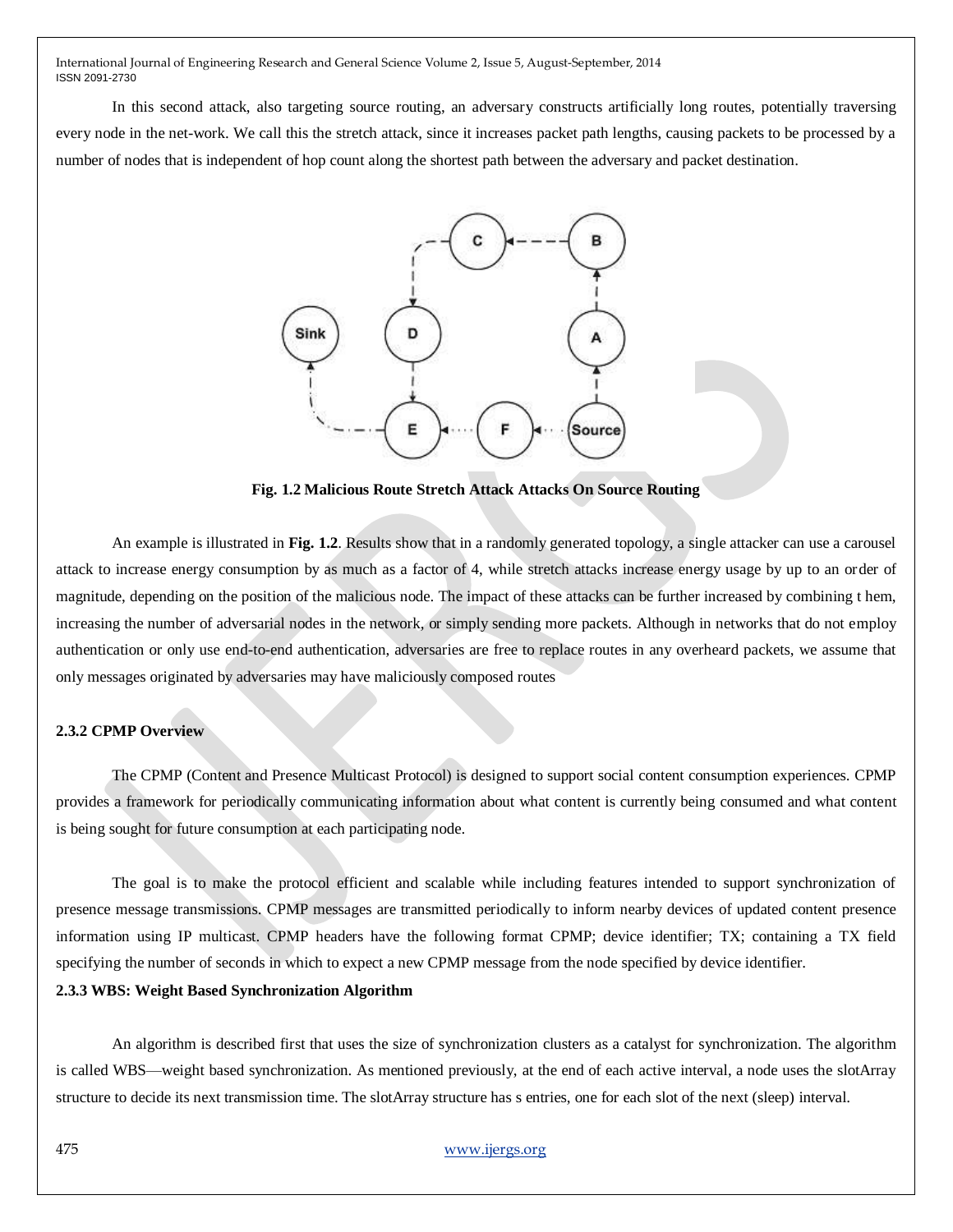In this second attack, also targeting source routing, an adversary constructs artificially long routes, potentially traversing every node in the net-work. We call this the stretch attack, since it increases packet path lengths, causing packets to be processed by a number of nodes that is independent of hop count along the shortest path between the adversary and packet destination.

**Fig. 1.2 Malicious Route Stretch Attack Attacks On Source Routing**

An example is illustrated in **Fig. 1.2**. Results show that in a randomly generated topology, a single attacker can use a carousel attack to increase energy consumption by as much as a factor of 4, while stretch attacks increase energy usage by up to an order of magnitude, depending on the position of the malicious node. The impact of these attacks can be further increased by combining t hem, increasing the number of adversarial nodes in the network, or simply sending more packets. Although in networks that do not employ authentication or only use end-to-end authentication, adversaries are free to replace routes in any overheard packets, we assume that only messages originated by adversaries may have maliciously composed routes

### 2.3.2 CPMP Overview

The CPMP (Content and Presence Multicast Protocol) is designed to support social content consumption experiences. CPMP provides a framework for periodically communicating information about what content is currently being consumed and what content is being sought for future consumption at each participating node.

The goal is to make the protocol efficient and scalable while including features intended to support synchronization of presence message transmissions. CPMP messages are transmitted periodically to inform nearby devices of updated content presence information using IP multicast. CPMP headers have the following format CPMP; device identifier; TX; containing a TX field specifying the number of seconds in which to expect a new CPMP message from the node specified by device identifier.

### 2.3.3 WBS: Weight Based Synchronization Algorithm

An algorithm is described first that uses the size of synchronization clusters as a catalyst for synchronization. The algorithm is called WBS—weight based synchronization. As mentioned previously, at the end of each active interval, a node uses the slotArray structure to decide its next transmission time. The slotArray structure has s entries, one for each slot of the next (sleep) interval.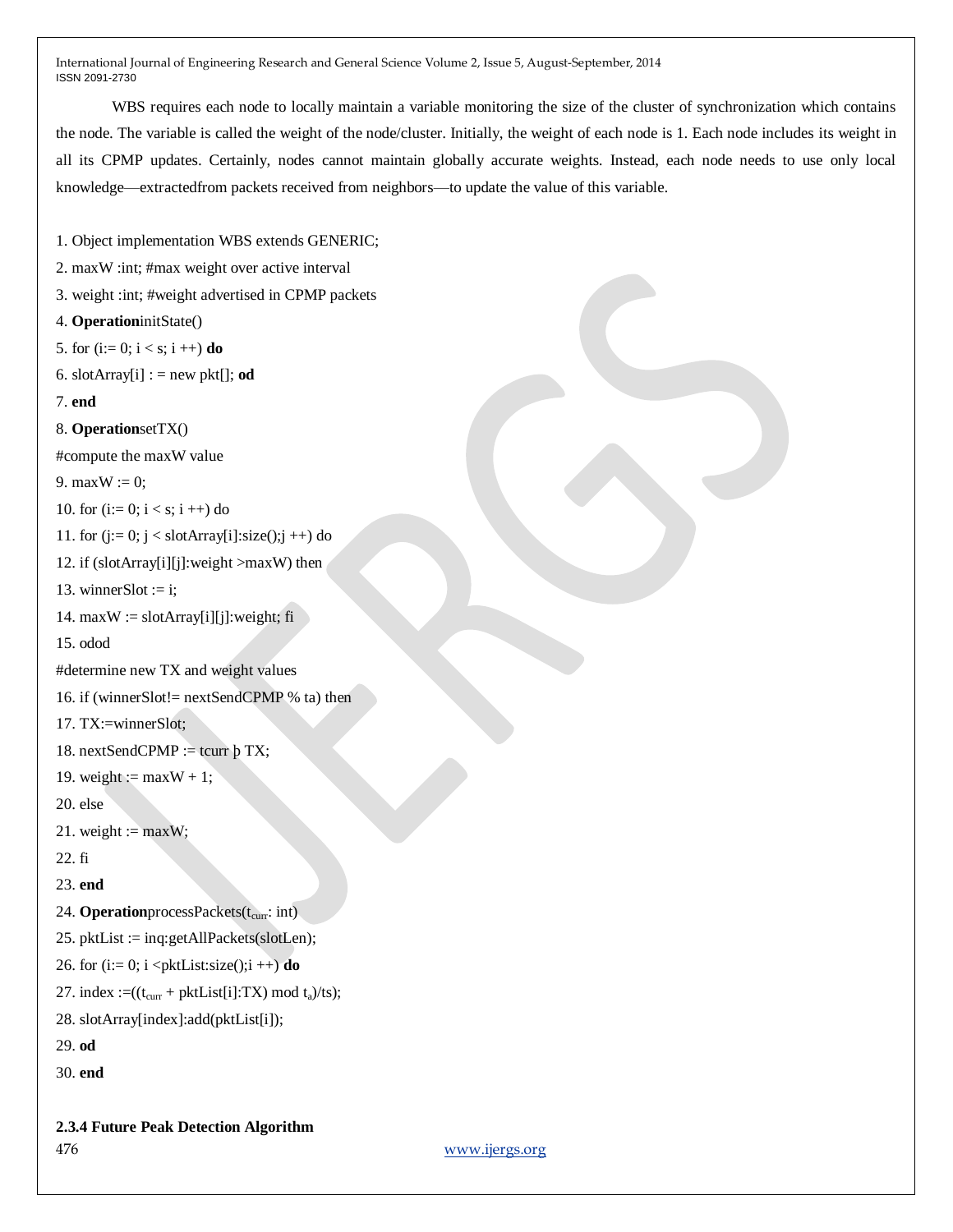WBS requires each node to locally maintain a variable monitoring the size of the cluster of synchronization which contains the node. The variable is called the weight of the node/cluster. Initially, the weight of each node is 1. Each node includes its weight in all its CPMP updates. Certainly, nodes cannot maintain globally accurate weights. Instead, each node needs to use only local knowledge—extractedfrom packets received from neighbors—to update the value of this variable.

```
1. Object implementation WBS extends GENERIC;
2. maxW :int; #max weight over active interval
3. weight :int; #weight advertised in CPMP packets
4. OperationinitState()
5. for (i:= 0; i < s; i ++) do
6. slotArray[i] : = new pkt[]; od
7. end
8. OperationsetTX()
#compute the maxW value
9. maxW := 0;
10. for (i:= 0; i < s; i ++) do
11. for (j:= 0; j < slotArray[i]:size();j ++) do
12. if (slotArray[i][j]:weight >maxW) then
13. winnerSlot := i;
14. maxW := slotArray[i][j]:weight; fi
15. odod
#determine new TX and weight values
16. if (winnerSlot!= nextSendCPMP % ta) then
17. TX:=winnerSlot;
18. nextSendCPMP := tcurr þ TX;
19. weight := maxW + 1;
20. else
21. weight := maxW;
22. fi
23. end
24. OperationprocessPackets(t_curr: int)
25. pktList := inq:getAllPackets(slotLen);
26. for (i:= 0; i <pktList:size();i ++) do
27. index :=((t_curr + pktList[i]:TX) mod t_a)/ts);
28. slotArray[index]:add(pktList[i]);
29. od
30. end
```

**2.3.4 Future Peak Detection Algorithm**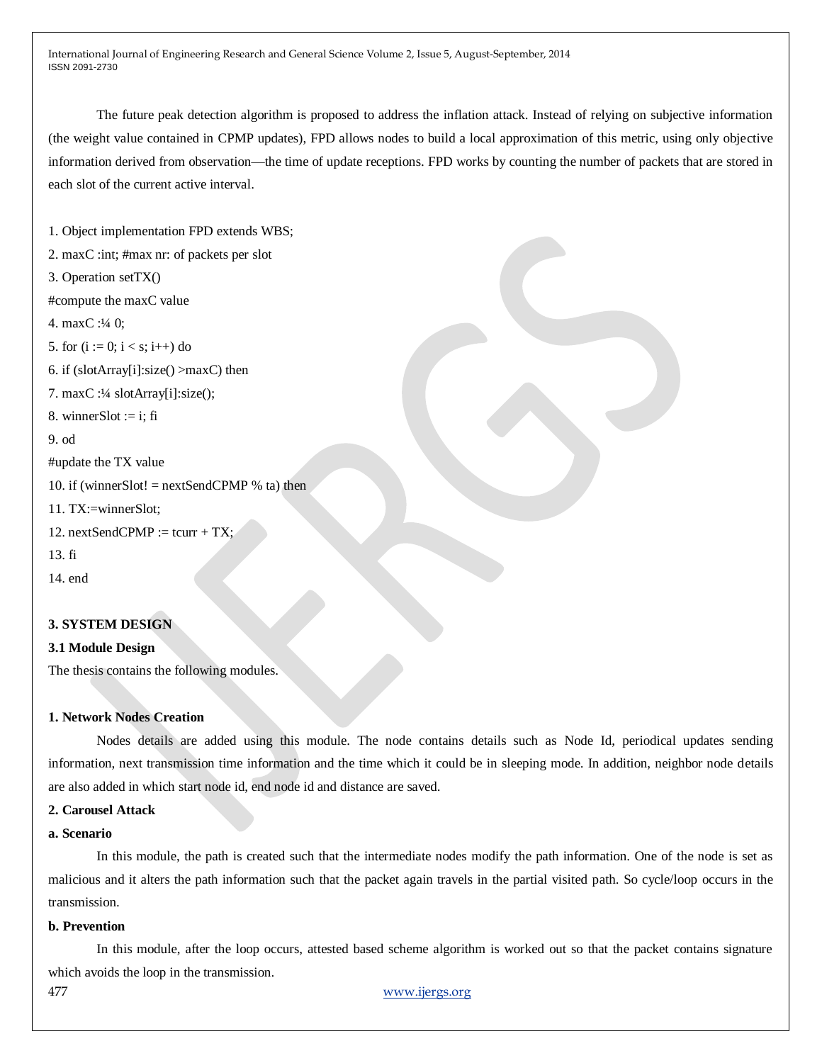The future peak detection algorithm is proposed to address the inflation attack. Instead of relying on subjective information (the weight value contained in CPMP updates), FPD allows nodes to build a local approximation of this metric, using only objective information derived from observation—the time of update receptions. FPD works by counting the number of packets that are stored in each slot of the current active interval.

```
1. Object implementation FPD extends WBS;
2. maxC :int; #max nr: of packets per slot
3. Operation setTX()
#compute the maxC value
4. maxC :¼ 0;
5. for (i := 0; i < s; i++) do
6. if (slotArray[i]:size() >maxC) then
7. maxC :¼ slotArray[i]:size();
8. winnerSlot := i; fi
9. od
#update the TX value
10. if (winnerSlot! = nextSendCPMP % ta) then
11. TX:=winnerSlot;
12. nextSendCPMP := tcurr + TX;
13. fi
14. end
```

## 3. SYSTEM DESIGN

### 3.1 Module Design

The thesis contains the following modules.

**1. Network Nodes Creation**

Nodes details are added using this module. The node contains details such as Node Id, periodical updates sending information, next transmission time information and the time which it could be in sleeping mode. In addition, neighbor node details are also added in which start node id, end node id and distance are saved.

**2. Carousel Attack**

**a. Scenario**

In this module, the path is created such that the intermediate nodes modify the path information. One of the node is set as malicious and it alters the path information such that the packet again travels in the partial visited path. So cycle/loop occurs in the transmission.

**b. Prevention**

In this module, after the loop occurs, attested based scheme algorithm is worked out so that the packet contains signature which avoids the loop in the transmission.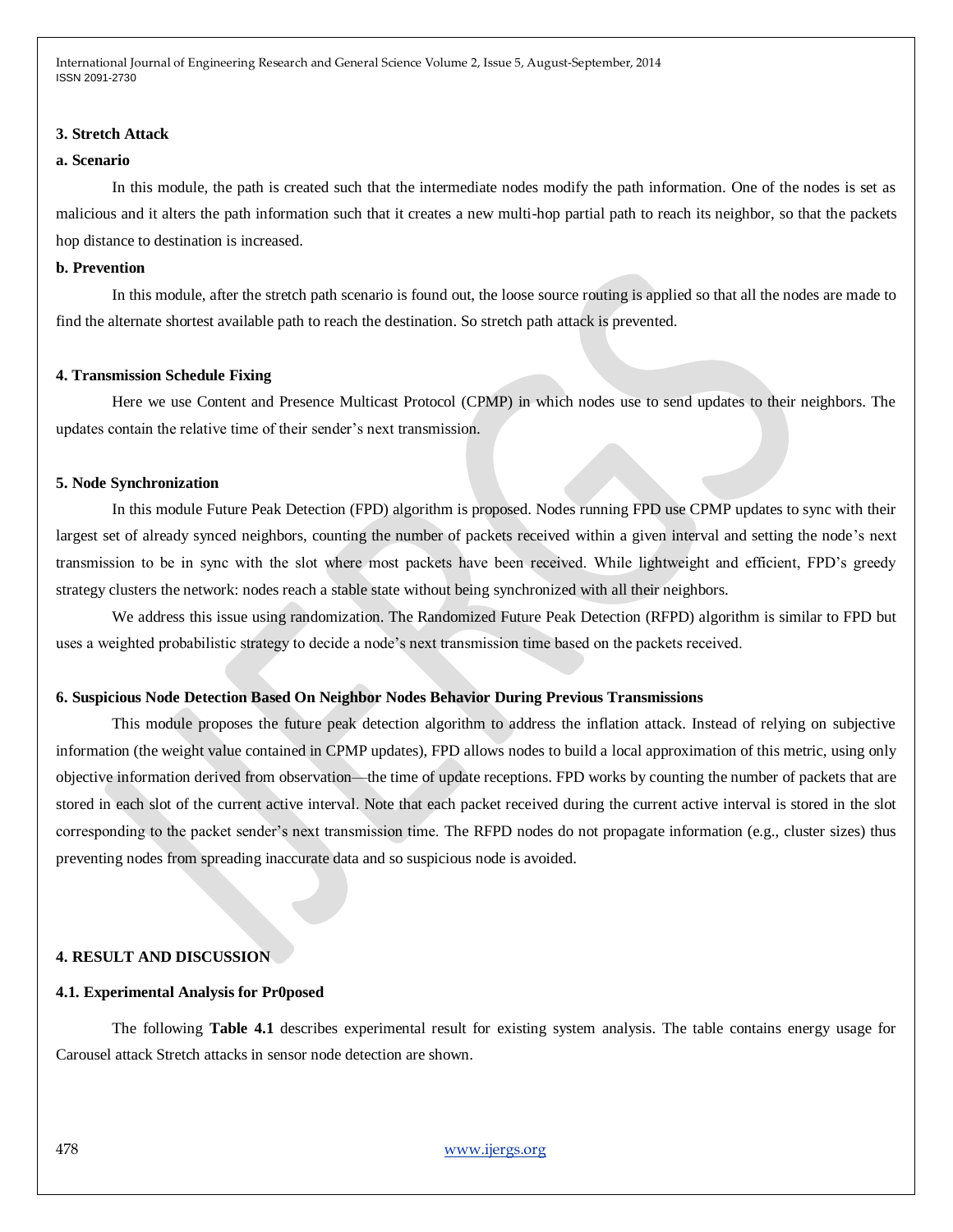### 3. Stretch Attack

#### a. Scenario

In this module, the path is created such that the intermediate nodes modify the path information. One of the nodes is set as malicious and it alters the path information such that it creates a new multi-hop partial path to reach its neighbor, so that the packets hop distance to destination is increased.

#### b. Prevention

In this module, after the stretch path scenario is found out, the loose source routing is applied so that all the nodes are made to find the alternate shortest available path to reach the destination. So stretch path attack is prevented.

### 4. Transmission Schedule Fixing

Here we use Content and Presence Multicast Protocol (CPMP) in which nodes use to send updates to their neighbors. The updates contain the relative time of their sender's next transmission.

### 5. Node Synchronization

In this module Future Peak Detection (FPD) algorithm is proposed. Nodes running FPD use CPMP updates to sync with their largest set of already synced neighbors, counting the number of packets received within a given interval and setting the node's next transmission to be in sync with the slot where most packets have been received. While lightweight and efficient, FPD's greedy strategy clusters the network: nodes reach a stable state without being synchronized with all their neighbors.

We address this issue using randomization. The Randomized Future Peak Detection (RFPD) algorithm is similar to FPD but uses a weighted probabilistic strategy to decide a node's next transmission time based on the packets received.

### 6. Suspicious Node Detection Based On Neighbor Nodes Behavior During Previous Transmissions

This module proposes the future peak detection algorithm to address the inflation attack. Instead of relying on subjective information (the weight value contained in CPMP updates), FPD allows nodes to build a local approximation of this metric, using only objective information derived from observation—the time of update receptions. FPD works by counting the number of packets that are stored in each slot of the current active interval. Note that each packet received during the current active interval is stored in the slot corresponding to the packet sender's next transmission time. The RFPD nodes do not propagate information (e.g., cluster sizes) thus preventing nodes from spreading inaccurate data and so suspicious node is avoided.

## 4. RESULT AND DISCUSSION

### 4.1. Experimental Analysis for Pr0posed

The following **Table 4.1** describes experimental result for existing system analysis. The table contains energy usage for Carousel attack Stretch attacks in sensor node detection are shown.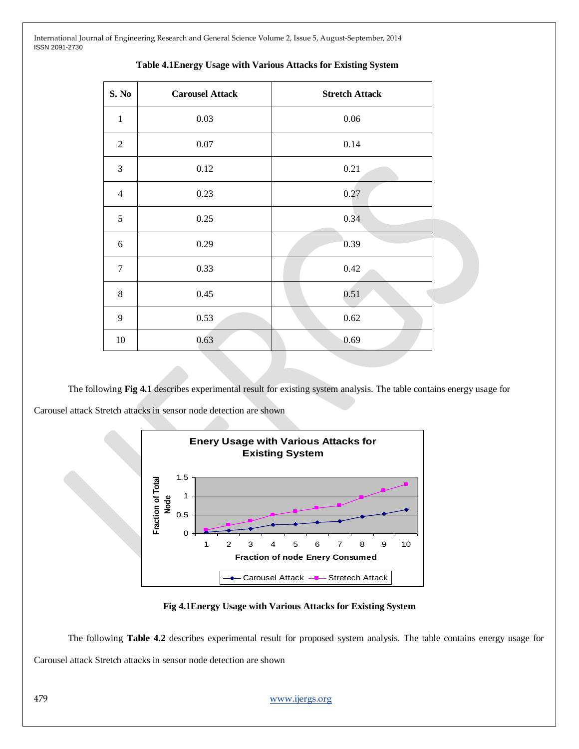**Table 4.1Energy Usage with Various Attacks for Existing System**

| S. No | Carousel Attack | Stretch Attack |
|---|---|---|
| 1 | 0.03 | 0.06 |
| 2 | 0.07 | 0.14 |
| 3 | 0.12 | 0.21 |
| 4 | 0.23 | 0.27 |
| 5 | 0.25 | 0.34 |
| 6 | 0.29 | 0.39 |
| 7 | 0.33 | 0.42 |
| 8 | 0.45 | 0.51 |
| 9 | 0.53 | 0.62 |
| 10 | 0.63 | 0.69 |

The following **Fig 4.1** describes experimental result for existing system analysis. The table contains energy usage for Carousel attack Stretch attacks in sensor node detection are shown

**Fig 4.1Energy Usage with Various Attacks for Existing System**

The following **Table 4.2** describes experimental result for proposed system analysis. The table contains energy usage for Carousel attack Stretch attacks in sensor node detection are shown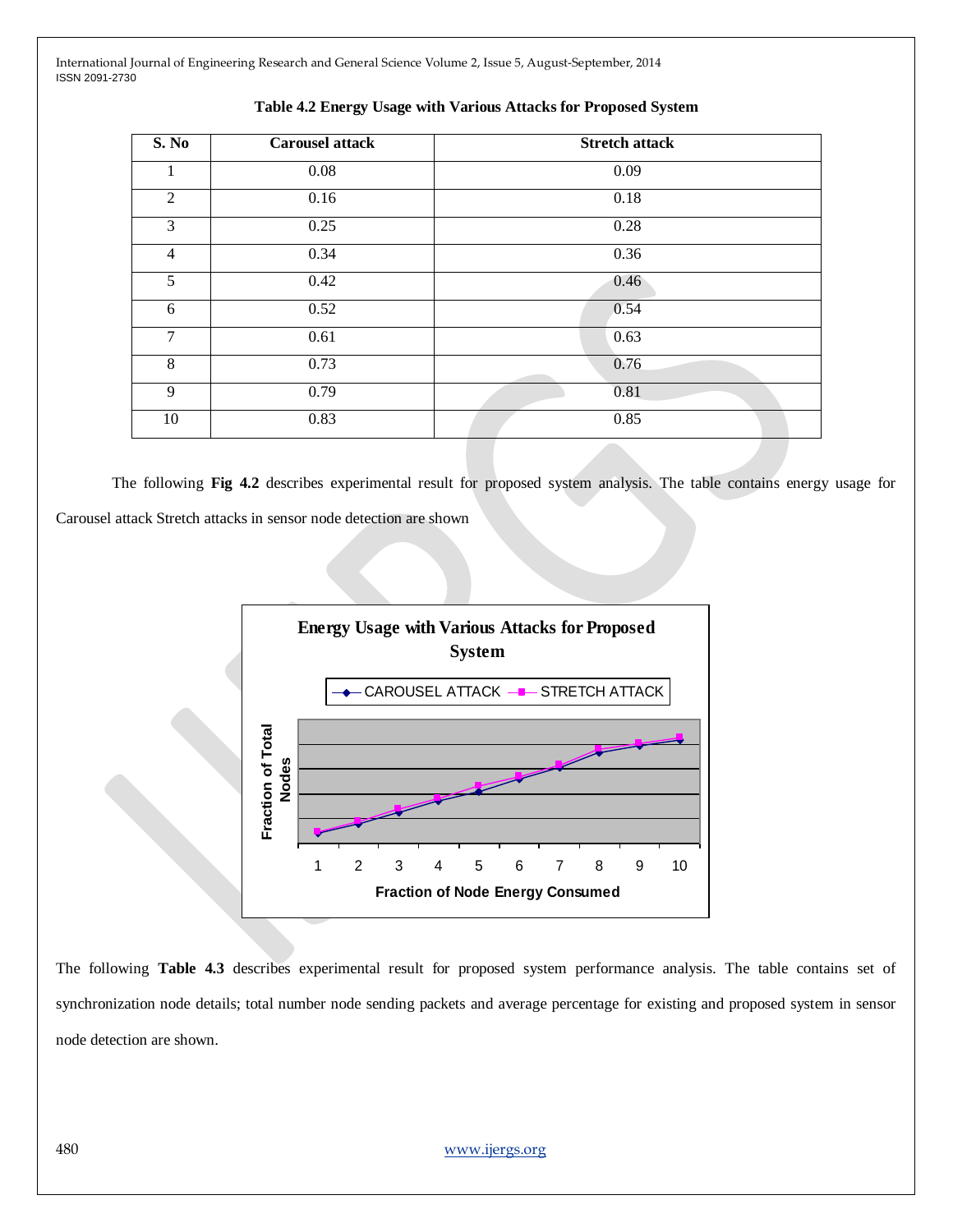**Table 4.2 Energy Usage with Various Attacks for Proposed System**

| S. No | Carousel attack | Stretch attack |
|---|---|---|
| 1 | 0.08 | 0.09 |
| 2 | 0.16 | 0.18 |
| 3 | 0.25 | 0.28 |
| 4 | 0.34 | 0.36 |
| 5 | 0.42 | 0.46 |
| 6 | 0.52 | 0.54 |
| 7 | 0.61 | 0.63 |
| 8 | 0.73 | 0.76 |
| 9 | 0.79 | 0.81 |
| 10 | 0.83 | 0.85 |

The following **Fig 4.2** describes experimental result for proposed system analysis. The table contains energy usage for Carousel attack Stretch attacks in sensor node detection are shown

**Energy Usage with Various Attacks for Proposed System**

CAROUSEL ATTACK — STRETCH ATTACK

Fraction of Total Nodes

1 2 3 4 5 6 7 8 9 10

Fraction of Node Energy Consumed

The following **Table 4.3** describes experimental result for proposed system performance analysis. The table contains set of synchronization node details; total number node sending packets and average percentage for existing and proposed system in sensor node detection are shown.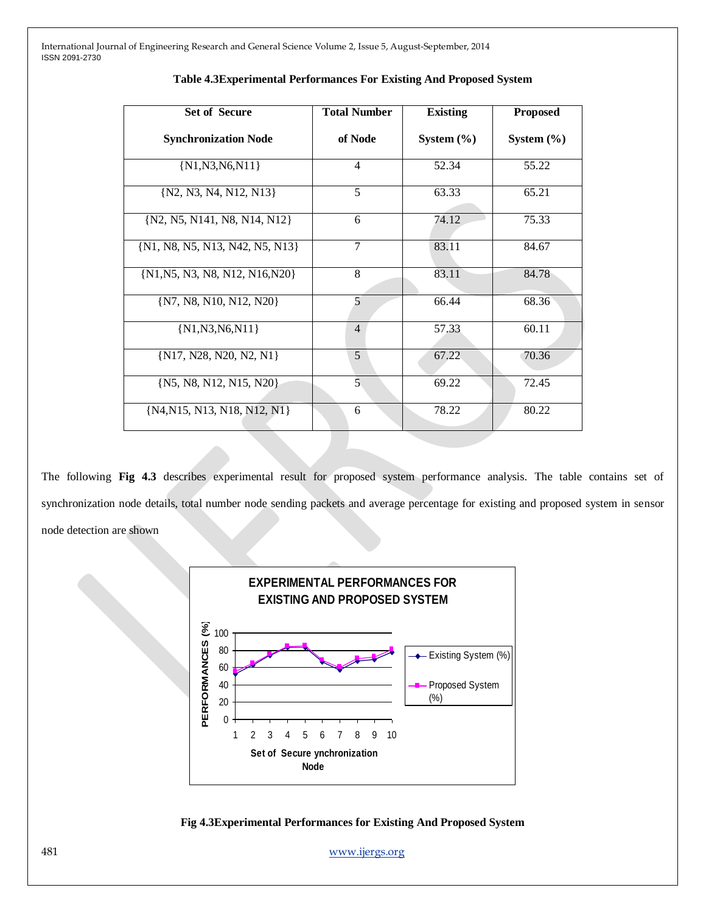**Table 4.3Experimental Performances For Existing And Proposed System**

| Set of Secure Synchronization Node | Total Number of Node | Existing System (%) | Proposed System (%) |
|---|---|---|---|
| {N1,N3,N6,N11} | 4 | 52.34 | 55.22 |
| {N2, N3, N4, N12, N13} | 5 | 63.33 | 65.21 |
| {N2, N5, N141, N8, N14, N12} | 6 | 74.12 | 75.33 |
| {N1, N8, N5, N13, N42, N5, N13} | 7 | 83.11 | 84.67 |
| {N1,N5, N3, N8, N12, N16,N20} | 8 | 83.11 | 84.78 |
| {N7, N8, N10, N12, N20} | 5 | 66.44 | 68.36 |
| {N1,N3,N6,N11} | 4 | 57.33 | 60.11 |
| {N17, N28, N20, N2, N1} | 5 | 67.22 | 70.36 |
| {N5, N8, N12, N15, N20} | 5 | 69.22 | 72.45 |
| {N4,N15, N13, N18, N12, N1} | 6 | 78.22 | 80.22 |

The following **Fig 4.3** describes experimental result for proposed system performance analysis. The table contains set of synchronization node details, total number node sending packets and average percentage for existing and proposed system in sensor node detection are shown

**Fig 4.3Experimental Performances for Existing And Proposed System**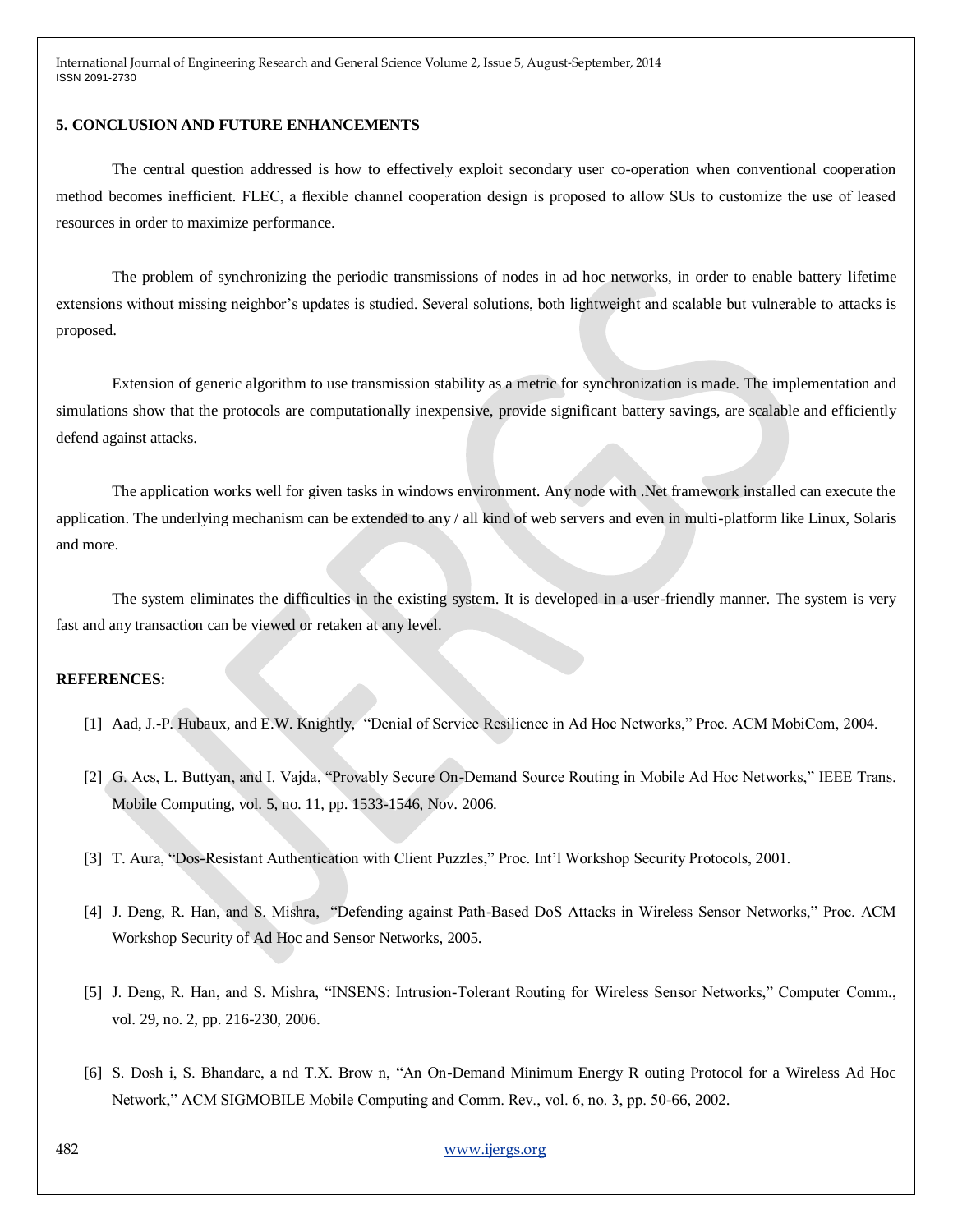## 5. CONCLUSION AND FUTURE ENHANCEMENTS

The central question addressed is how to effectively exploit secondary user co-operation when conventional cooperation method becomes inefficient. FLEC, a flexible channel cooperation design is proposed to allow SUs to customize the use of leased resources in order to maximize performance.

The problem of synchronizing the periodic transmissions of nodes in ad hoc networks, in order to enable battery lifetime extensions without missing neighbor's updates is studied. Several solutions, both lightweight and scalable but vulnerable to attacks is proposed.

Extension of generic algorithm to use transmission stability as a metric for synchronization is made. The implementation and simulations show that the protocols are computationally inexpensive, provide significant battery savings, are scalable and efficiently defend against attacks.

The application works well for given tasks in windows environment. Any node with .Net framework installed can execute the application. The underlying mechanism can be extended to any / all kind of web servers and even in multi-platform like Linux, Solaris and more.

The system eliminates the difficulties in the existing system. It is developed in a user-friendly manner. The system is very fast and any transaction can be viewed or retaken at any level.

## REFERENCES:

[1] Aad, J.-P. Hubaux, and E.W. Knightly, "Denial of Service Resilience in Ad Hoc Networks," Proc. ACM MobiCom, 2004.

[2] G. Acs, L. Buttyan, and I. Vajda, "Provably Secure On-Demand Source Routing in Mobile Ad Hoc Networks," IEEE Trans. Mobile Computing, vol. 5, no. 11, pp. 1533-1546, Nov. 2006.

[3] T. Aura, "Dos-Resistant Authentication with Client Puzzles," Proc. Int'l Workshop Security Protocols, 2001.

[4] J. Deng, R. Han, and S. Mishra, "Defending against Path-Based DoS Attacks in Wireless Sensor Networks," Proc. ACM Workshop Security of Ad Hoc and Sensor Networks, 2005.

[5] J. Deng, R. Han, and S. Mishra, "INSENS: Intrusion-Tolerant Routing for Wireless Sensor Networks," Computer Comm., vol. 29, no. 2, pp. 216-230, 2006.

[6] S. Dosh i, S. Bhandare, a nd T.X. Brow n, "An On-Demand Minimum Energy R outing Protocol for a Wireless Ad Hoc Network," ACM SIGMOBILE Mobile Computing and Comm. Rev., vol. 6, no. 3, pp. 50-66, 2002.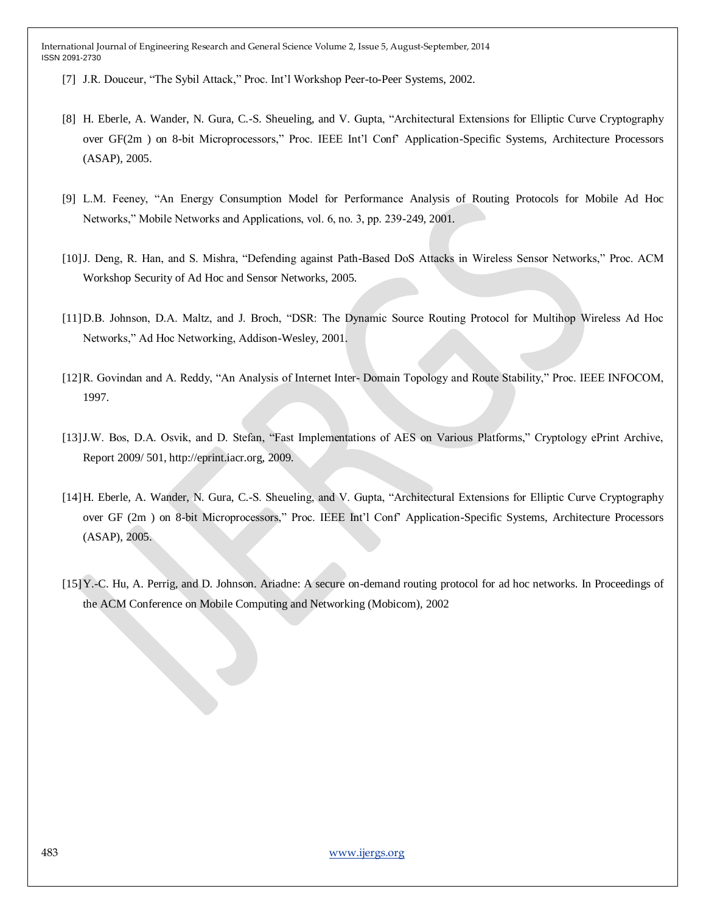[7] J.R. Douceur, "The Sybil Attack," Proc. Int'l Workshop Peer-to-Peer Systems, 2002.

[8] H. Eberle, A. Wander, N. Gura, C.-S. Sheueling, and V. Gupta, "Architectural Extensions for Elliptic Curve Cryptography over GF(2m ) on 8-bit Microprocessors," Proc. IEEE Int'l Conf' Application-Specific Systems, Architecture Processors (ASAP), 2005.

[9] L.M. Feeney, "An Energy Consumption Model for Performance Analysis of Routing Protocols for Mobile Ad Hoc Networks," Mobile Networks and Applications, vol. 6, no. 3, pp. 239-249, 2001.

[10] J. Deng, R. Han, and S. Mishra, "Defending against Path-Based DoS Attacks in Wireless Sensor Networks," Proc. ACM Workshop Security of Ad Hoc and Sensor Networks, 2005.

[11] D.B. Johnson, D.A. Maltz, and J. Broch, "DSR: The Dynamic Source Routing Protocol for Multihop Wireless Ad Hoc Networks," Ad Hoc Networking, Addison-Wesley, 2001.

[12] R. Govindan and A. Reddy, "An Analysis of Internet Inter- Domain Topology and Route Stability," Proc. IEEE INFOCOM, 1997.

[13] J.W. Bos, D.A. Osvik, and D. Stefan, "Fast Implementations of AES on Various Platforms," Cryptology ePrint Archive, Report 2009/ 501, http://eprint.iacr.org, 2009.

[14] H. Eberle, A. Wander, N. Gura, C.-S. Sheueling, and V. Gupta, "Architectural Extensions for Elliptic Curve Cryptography over GF (2m ) on 8-bit Microprocessors," Proc. IEEE Int'l Conf' Application-Specific Systems, Architecture Processors (ASAP), 2005.

[15] Y.-C. Hu, A. Perrig, and D. Johnson. Ariadne: A secure on-demand routing protocol for ad hoc networks. In Proceedings of the ACM Conference on Mobile Computing and Networking (Mobicom), 2002